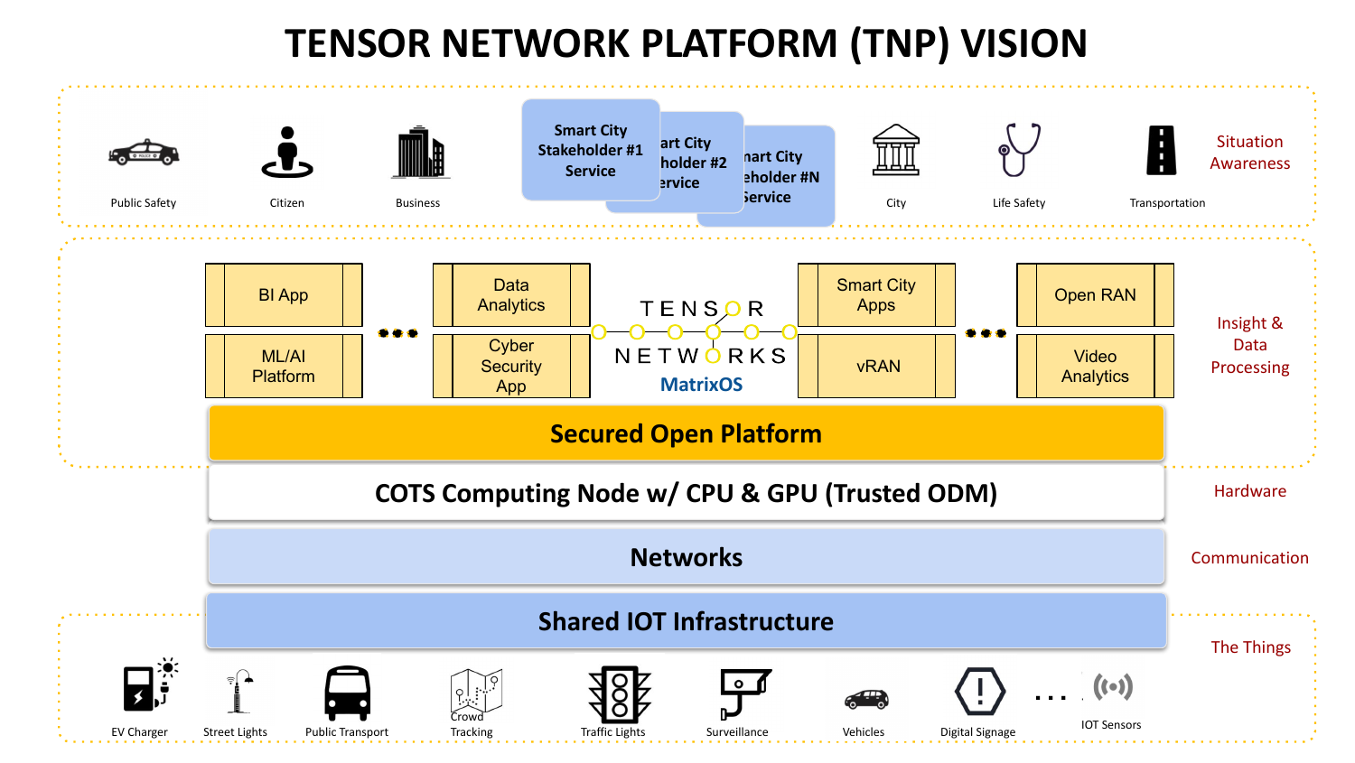# TENSOR NETWORK PLATFORM (TNP) VISION

**Situation Awareness**

- Public Safety
- Citizen
- Business
- Smart City Stakeholder #1 Service
- Smart City Stakeholder #2 Service
- Smart City Stakeholder #N Service
- City
- Life Safety
- Transportation

**Insight & Data Processing**

- BI App
- ML/AI Platform
- Data Analytics
- Cyber Security App
- TENSOR NETWORKS MatrixOS
- Smart City Apps
- vRAN
- Open RAN
- Video Analytics

**Secured Open Platform**

**Hardware**

**COTS Computing Node w/ CPU & GPU (Trusted ODM)**

**Communication**

**Networks**

**The Things**

**Shared IOT Infrastructure**

- EV Charger
- Street Lights
- Public Transport
- Crowd Tracking
- Traffic Lights
- Surveillance
- Vehicles
- Digital Signage
- ...
- IOT Sensors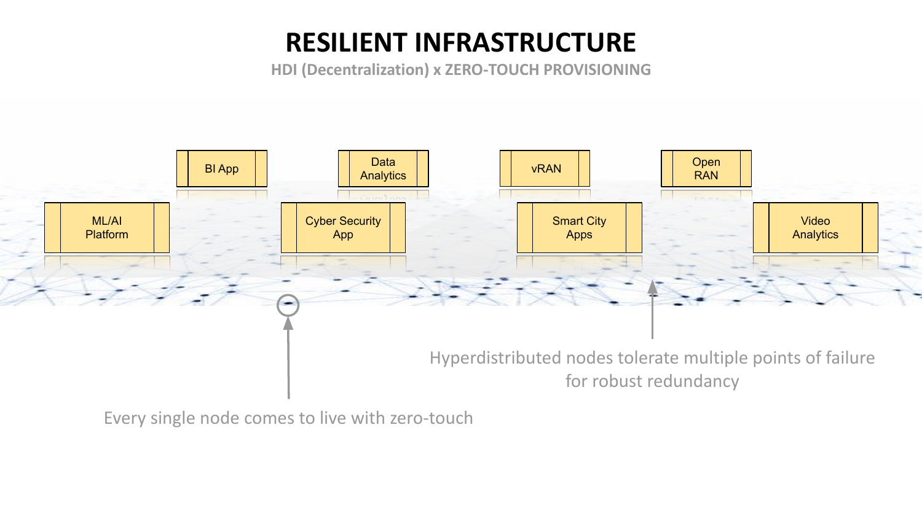# RESILIENT INFRASTRUCTURE

HDI (Decentralization) x ZERO-TOUCH PROVISIONING

BI App

Data Analytics

vRAN

Open RAN

ML/AI Platform

Cyber Security App

Smart City Apps

Video Analytics

Hyperdistributed nodes tolerate multiple points of failure for robust redundancy

Every single node comes to live with zero-touch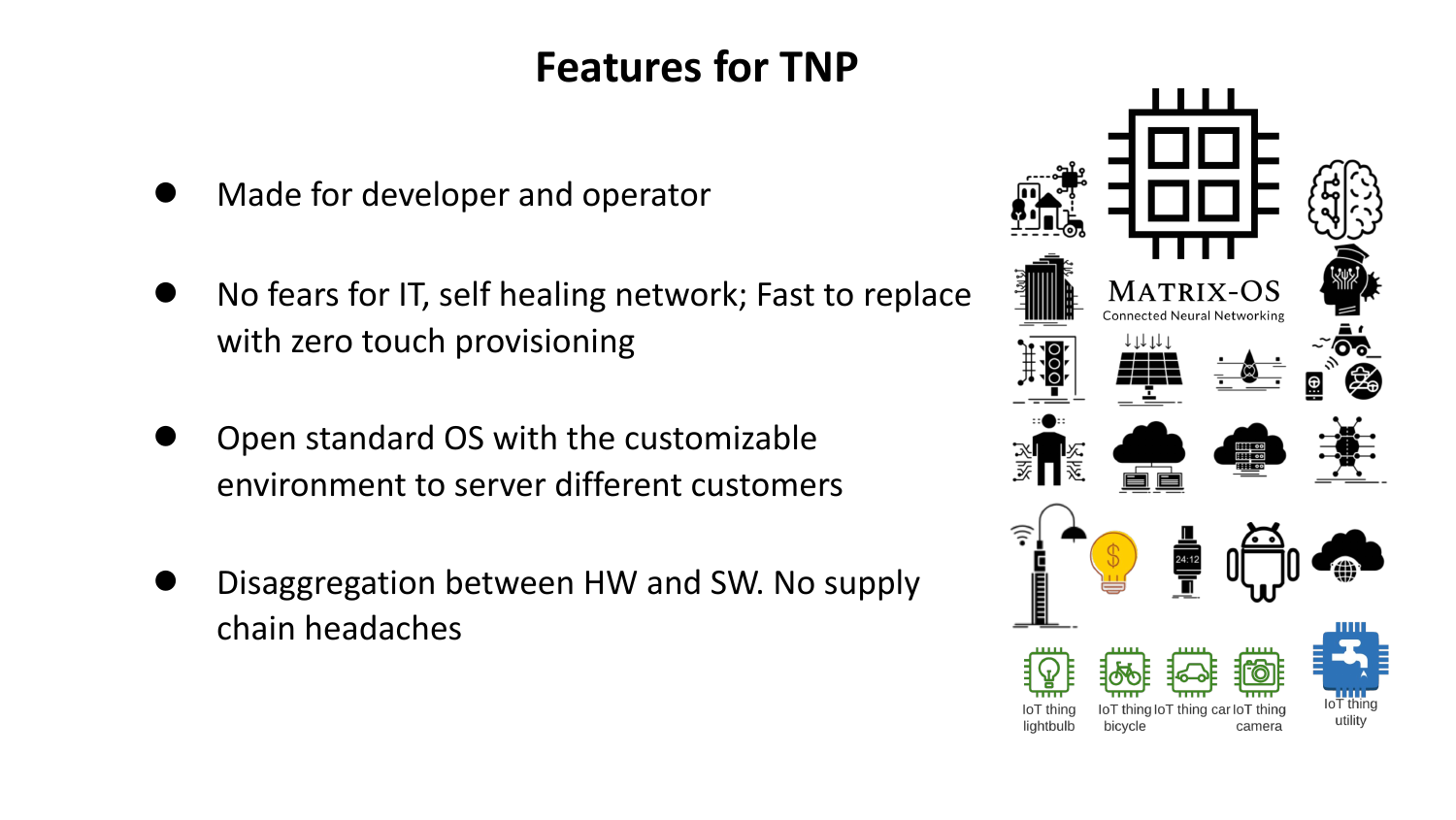# Features for TNP

- Made for developer and operator
- No fears for IT, self healing network; Fast to replace with zero touch provisioning
- Open standard OS with the customizable environment to server different customers
- Disaggregation between HW and SW. No supply chain headaches

MATRIX-OS
Connected Neural Networking

IoT thing lightbulb

IoT thing bicycle

IoT thing car

IoT thing camera

IoT thing utility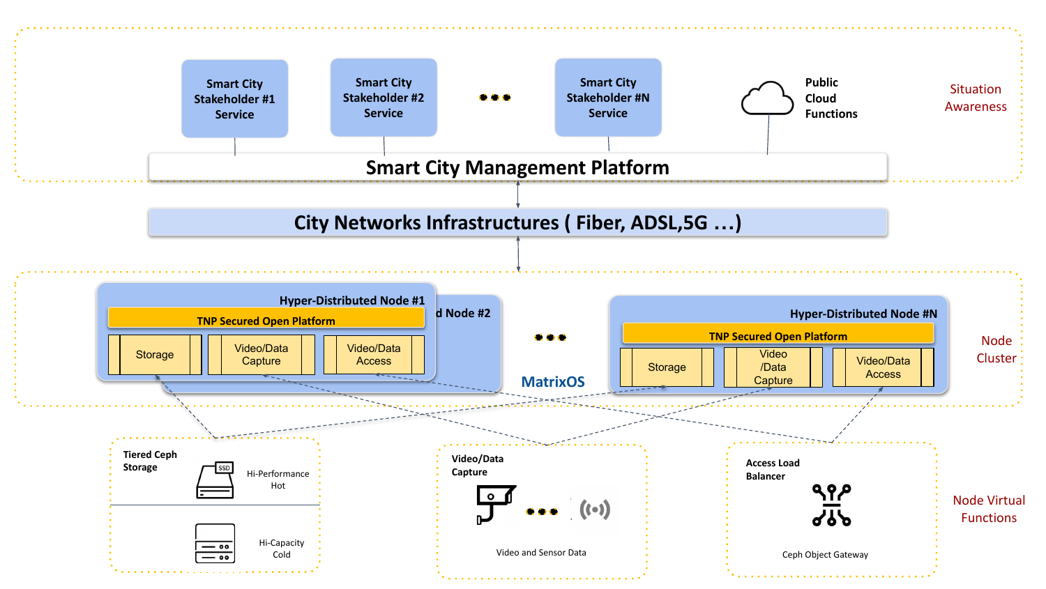Smart City Stakeholder #1 Service

Smart City Stakeholder #2 Service

Smart City Stakeholder #N Service

Public Cloud Functions

Situation Awareness

Smart City Management Platform

City Networks Infrastructures ( Fiber, ADSL,5G …)

Hyper-Distributed Node #1

TNP Secured Open Platform

Storage

Video/Data Capture

Video/Data Access

d Node #2

Hyper-Distributed Node #N

TNP Secured Open Platform

Storage

Video /Data Capture

Video/Data Access

MatrixOS

Node Cluster

Tiered Ceph Storage

SSD

Hi-Performance Hot

Hi-Capacity Cold

Video/Data Capture

Video and Sensor Data

Access Load Balancer

Ceph Object Gateway

Node Virtual Functions